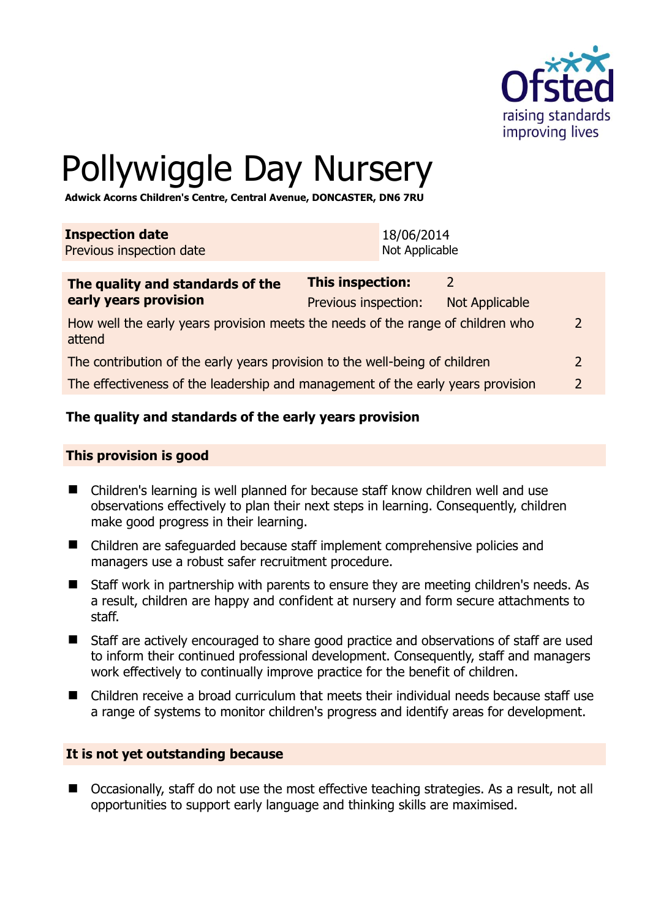# Pollywiggle Day Nursery

**Adwick Acorns Children's Centre, Central Avenue, DONCASTER, DN6 7RU**

| **Inspection date** | 18/06/2014 |
|---|---|
| Previous inspection date | Not Applicable |

| **The quality and standards of the early years provision** | **This inspection:** | 2 |
|---|---|---|
| | Previous inspection: | Not Applicable |
| How well the early years provision meets the needs of the range of children who attend | | 2 |
| The contribution of the early years provision to the well-being of children | | 2 |
| The effectiveness of the leadership and management of the early years provision | | 2 |

## The quality and standards of the early years provision

### This provision is good

- Children's learning is well planned for because staff know children well and use observations effectively to plan their next steps in learning. Consequently, children make good progress in their learning.
- Children are safeguarded because staff implement comprehensive policies and managers use a robust safer recruitment procedure.
- Staff work in partnership with parents to ensure they are meeting children's needs. As a result, children are happy and confident at nursery and form secure attachments to staff.
- Staff are actively encouraged to share good practice and observations of staff are used to inform their continued professional development. Consequently, staff and managers work effectively to continually improve practice for the benefit of children.
- Children receive a broad curriculum that meets their individual needs because staff use a range of systems to monitor children's progress and identify areas for development.

### It is not yet outstanding because

- Occasionally, staff do not use the most effective teaching strategies. As a result, not all opportunities to support early language and thinking skills are maximised.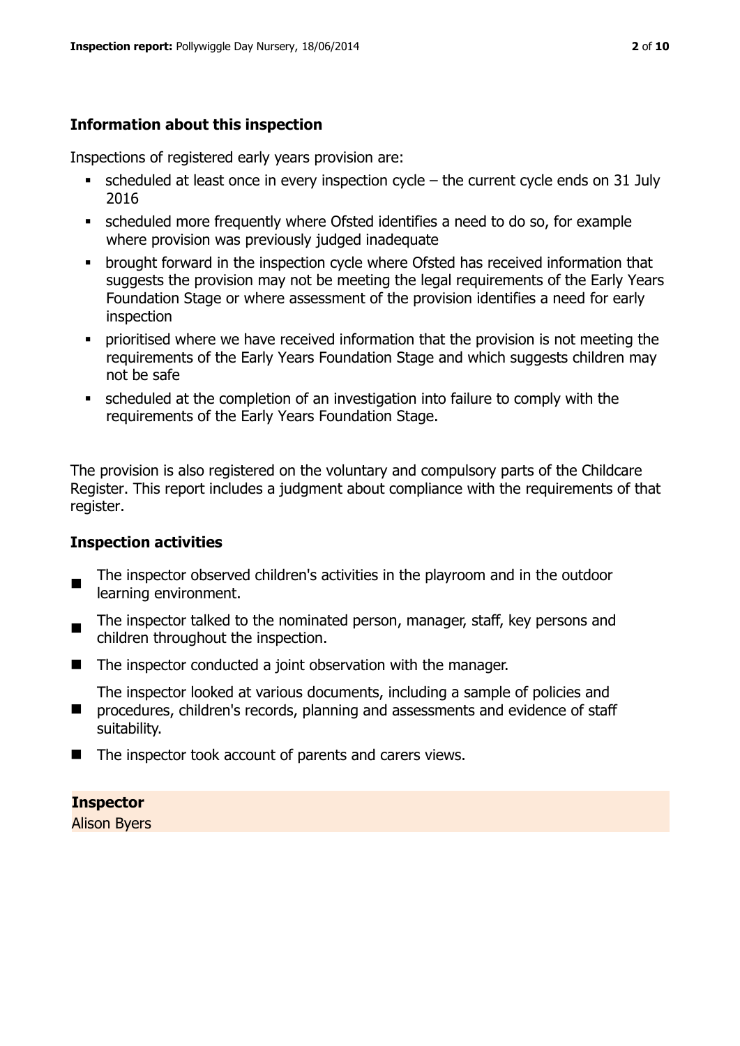## Information about this inspection

Inspections of registered early years provision are:

- scheduled at least once in every inspection cycle – the current cycle ends on 31 July 2016
- scheduled more frequently where Ofsted identifies a need to do so, for example where provision was previously judged inadequate
- brought forward in the inspection cycle where Ofsted has received information that suggests the provision may not be meeting the legal requirements of the Early Years Foundation Stage or where assessment of the provision identifies a need for early inspection
- prioritised where we have received information that the provision is not meeting the requirements of the Early Years Foundation Stage and which suggests children may not be safe
- scheduled at the completion of an investigation into failure to comply with the requirements of the Early Years Foundation Stage.

The provision is also registered on the voluntary and compulsory parts of the Childcare Register. This report includes a judgment about compliance with the requirements of that register.

## Inspection activities

- The inspector observed children's activities in the playroom and in the outdoor learning environment.
- The inspector talked to the nominated person, manager, staff, key persons and children throughout the inspection.
- The inspector conducted a joint observation with the manager.
- The inspector looked at various documents, including a sample of policies and procedures, children's records, planning and assessments and evidence of staff suitability.
- The inspector took account of parents and carers views.

**Inspector**

Alison Byers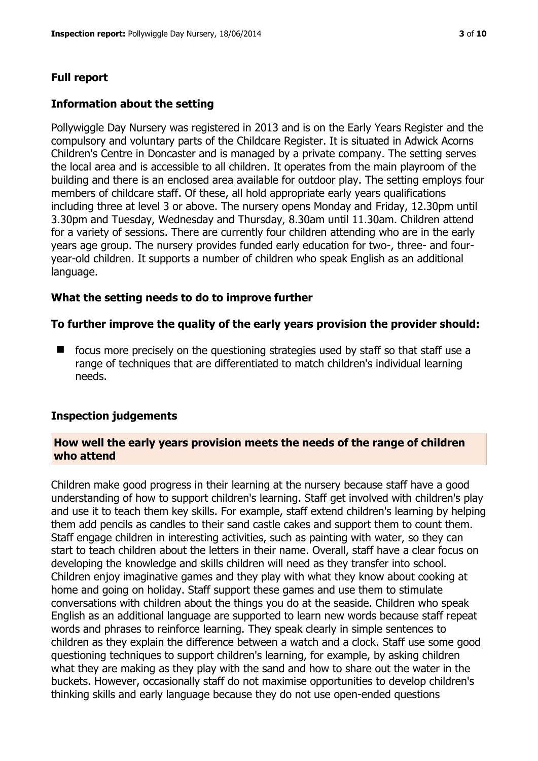## Full report

### Information about the setting

Pollywiggle Day Nursery was registered in 2013 and is on the Early Years Register and the compulsory and voluntary parts of the Childcare Register. It is situated in Adwick Acorns Children's Centre in Doncaster and is managed by a private company. The setting serves the local area and is accessible to all children. It operates from the main playroom of the building and there is an enclosed area available for outdoor play. The setting employs four members of childcare staff. Of these, all hold appropriate early years qualifications including three at level 3 or above. The nursery opens Monday and Friday, 12.30pm until 3.30pm and Tuesday, Wednesday and Thursday, 8.30am until 11.30am. Children attend for a variety of sessions. There are currently four children attending who are in the early years age group. The nursery provides funded early education for two-, three- and four-year-old children. It supports a number of children who speak English as an additional language.

### What the setting needs to do to improve further

**To further improve the quality of the early years provision the provider should:**

- focus more precisely on the questioning strategies used by staff so that staff use a range of techniques that are differentiated to match children's individual learning needs.

### Inspection judgements

**How well the early years provision meets the needs of the range of children who attend**

Children make good progress in their learning at the nursery because staff have a good understanding of how to support children's learning. Staff get involved with children's play and use it to teach them key skills. For example, staff extend children's learning by helping them add pencils as candles to their sand castle cakes and support them to count them. Staff engage children in interesting activities, such as painting with water, so they can start to teach children about the letters in their name. Overall, staff have a clear focus on developing the knowledge and skills children will need as they transfer into school. Children enjoy imaginative games and they play with what they know about cooking at home and going on holiday. Staff support these games and use them to stimulate conversations with children about the things you do at the seaside. Children who speak English as an additional language are supported to learn new words because staff repeat words and phrases to reinforce learning. They speak clearly in simple sentences to children as they explain the difference between a watch and a clock. Staff use some good questioning techniques to support children's learning, for example, by asking children what they are making as they play with the sand and how to share out the water in the buckets. However, occasionally staff do not maximise opportunities to develop children's thinking skills and early language because they do not use open-ended questions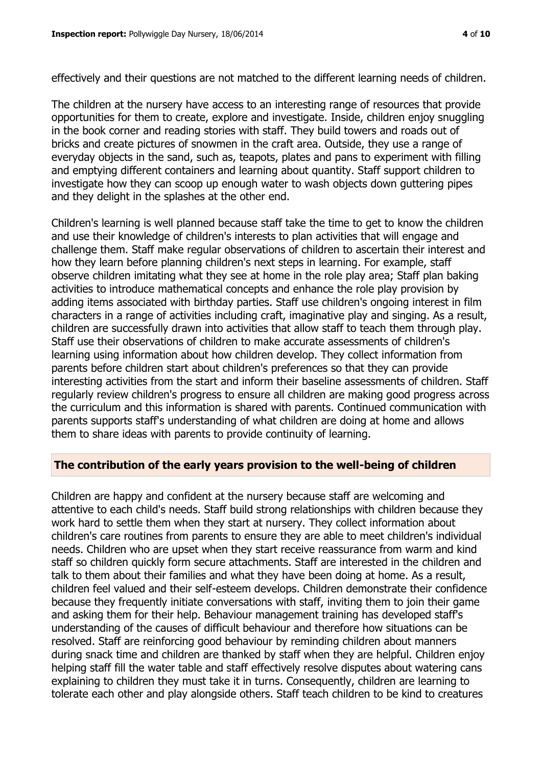effectively and their questions are not matched to the different learning needs of children.

The children at the nursery have access to an interesting range of resources that provide opportunities for them to create, explore and investigate. Inside, children enjoy snuggling in the book corner and reading stories with staff. They build towers and roads out of bricks and create pictures of snowmen in the craft area. Outside, they use a range of everyday objects in the sand, such as, teapots, plates and pans to experiment with filling and emptying different containers and learning about quantity. Staff support children to investigate how they can scoop up enough water to wash objects down guttering pipes and they delight in the splashes at the other end.

Children's learning is well planned because staff take the time to get to know the children and use their knowledge of children's interests to plan activities that will engage and challenge them. Staff make regular observations of children to ascertain their interest and how they learn before planning children's next steps in learning. For example, staff observe children imitating what they see at home in the role play area; Staff plan baking activities to introduce mathematical concepts and enhance the role play provision by adding items associated with birthday parties. Staff use children's ongoing interest in film characters in a range of activities including craft, imaginative play and singing. As a result, children are successfully drawn into activities that allow staff to teach them through play. Staff use their observations of children to make accurate assessments of children's learning using information about how children develop. They collect information from parents before children start about children's preferences so that they can provide interesting activities from the start and inform their baseline assessments of children. Staff regularly review children's progress to ensure all children are making good progress across the curriculum and this information is shared with parents. Continued communication with parents supports staff's understanding of what children are doing at home and allows them to share ideas with parents to provide continuity of learning.

## The contribution of the early years provision to the well-being of children

Children are happy and confident at the nursery because staff are welcoming and attentive to each child's needs. Staff build strong relationships with children because they work hard to settle them when they start at nursery. They collect information about children's care routines from parents to ensure they are able to meet children's individual needs. Children who are upset when they start receive reassurance from warm and kind staff so children quickly form secure attachments. Staff are interested in the children and talk to them about their families and what they have been doing at home. As a result, children feel valued and their self-esteem develops. Children demonstrate their confidence because they frequently initiate conversations with staff, inviting them to join their game and asking them for their help. Behaviour management training has developed staff's understanding of the causes of difficult behaviour and therefore how situations can be resolved. Staff are reinforcing good behaviour by reminding children about manners during snack time and children are thanked by staff when they are helpful. Children enjoy helping staff fill the water table and staff effectively resolve disputes about watering cans explaining to children they must take it in turns. Consequently, children are learning to tolerate each other and play alongside others. Staff teach children to be kind to creatures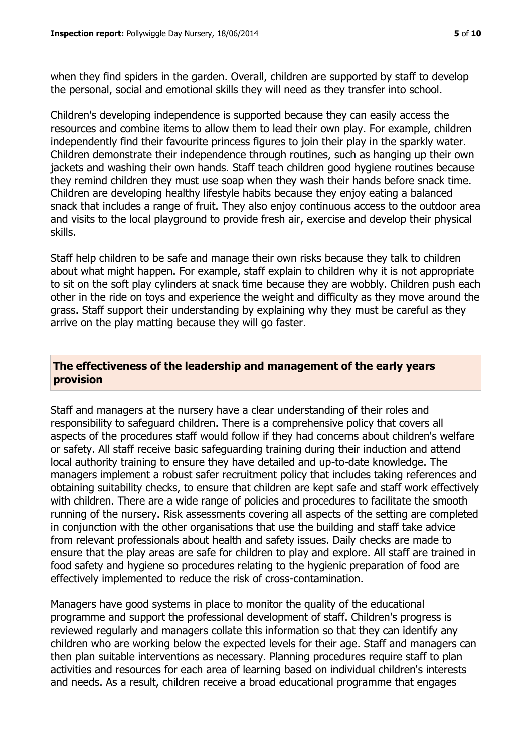when they find spiders in the garden. Overall, children are supported by staff to develop the personal, social and emotional skills they will need as they transfer into school.

Children's developing independence is supported because they can easily access the resources and combine items to allow them to lead their own play. For example, children independently find their favourite princess figures to join their play in the sparkly water. Children demonstrate their independence through routines, such as hanging up their own jackets and washing their own hands. Staff teach children good hygiene routines because they remind children they must use soap when they wash their hands before snack time. Children are developing healthy lifestyle habits because they enjoy eating a balanced snack that includes a range of fruit. They also enjoy continuous access to the outdoor area and visits to the local playground to provide fresh air, exercise and develop their physical skills.

Staff help children to be safe and manage their own risks because they talk to children about what might happen. For example, staff explain to children why it is not appropriate to sit on the soft play cylinders at snack time because they are wobbly. Children push each other in the ride on toys and experience the weight and difficulty as they move around the grass. Staff support their understanding by explaining why they must be careful as they arrive on the play matting because they will go faster.

## The effectiveness of the leadership and management of the early years provision

Staff and managers at the nursery have a clear understanding of their roles and responsibility to safeguard children. There is a comprehensive policy that covers all aspects of the procedures staff would follow if they had concerns about children's welfare or safety. All staff receive basic safeguarding training during their induction and attend local authority training to ensure they have detailed and up-to-date knowledge. The managers implement a robust safer recruitment policy that includes taking references and obtaining suitability checks, to ensure that children are kept safe and staff work effectively with children. There are a wide range of policies and procedures to facilitate the smooth running of the nursery. Risk assessments covering all aspects of the setting are completed in conjunction with the other organisations that use the building and staff take advice from relevant professionals about health and safety issues. Daily checks are made to ensure that the play areas are safe for children to play and explore. All staff are trained in food safety and hygiene so procedures relating to the hygienic preparation of food are effectively implemented to reduce the risk of cross-contamination.

Managers have good systems in place to monitor the quality of the educational programme and support the professional development of staff. Children's progress is reviewed regularly and managers collate this information so that they can identify any children who are working below the expected levels for their age. Staff and managers can then plan suitable interventions as necessary. Planning procedures require staff to plan activities and resources for each area of learning based on individual children's interests and needs. As a result, children receive a broad educational programme that engages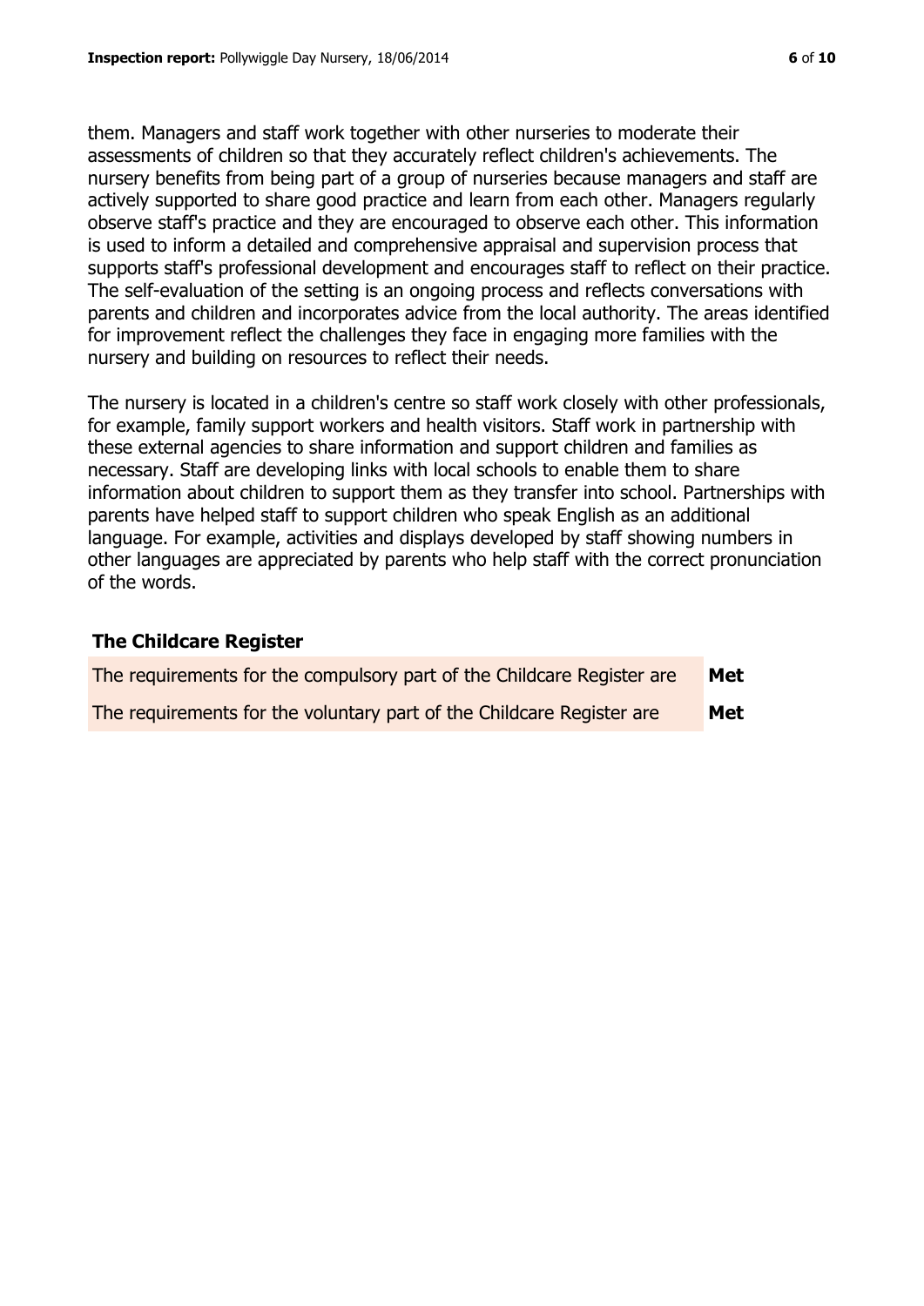them. Managers and staff work together with other nurseries to moderate their assessments of children so that they accurately reflect children's achievements. The nursery benefits from being part of a group of nurseries because managers and staff are actively supported to share good practice and learn from each other. Managers regularly observe staff's practice and they are encouraged to observe each other. This information is used to inform a detailed and comprehensive appraisal and supervision process that supports staff's professional development and encourages staff to reflect on their practice. The self-evaluation of the setting is an ongoing process and reflects conversations with parents and children and incorporates advice from the local authority. The areas identified for improvement reflect the challenges they face in engaging more families with the nursery and building on resources to reflect their needs.

The nursery is located in a children's centre so staff work closely with other professionals, for example, family support workers and health visitors. Staff work in partnership with these external agencies to share information and support children and families as necessary. Staff are developing links with local schools to enable them to share information about children to support them as they transfer into school. Partnerships with parents have helped staff to support children who speak English as an additional language. For example, activities and displays developed by staff showing numbers in other languages are appreciated by parents who help staff with the correct pronunciation of the words.

## The Childcare Register

| | |
|---|---|
| The requirements for the compulsory part of the Childcare Register are | **Met** |
| The requirements for the voluntary part of the Childcare Register are | **Met** |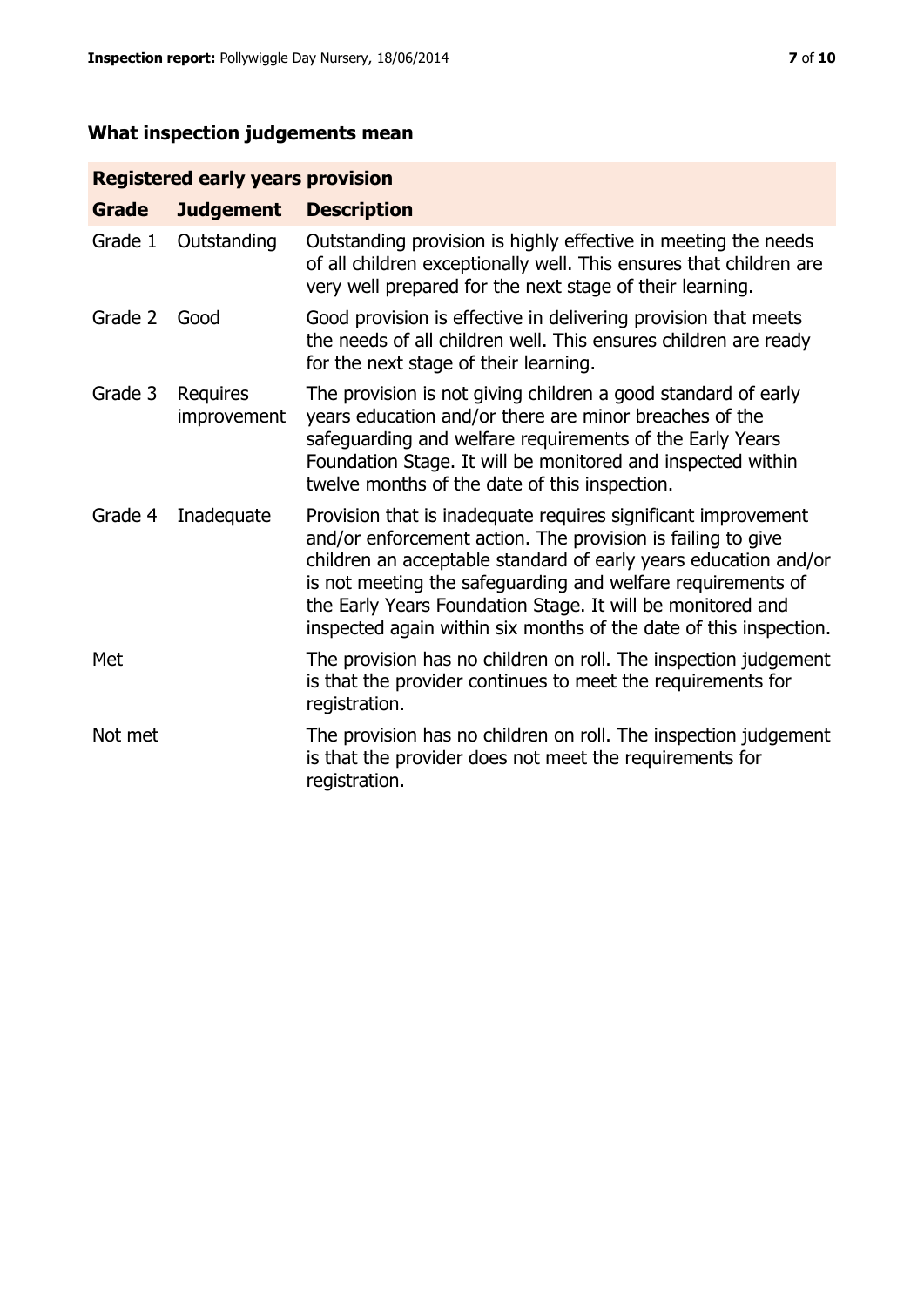## What inspection judgements mean

| Registered early years provision | | |
|---|---|---|
| **Grade** | **Judgement** | **Description** |
| Grade 1 | Outstanding | Outstanding provision is highly effective in meeting the needs of all children exceptionally well. This ensures that children are very well prepared for the next stage of their learning. |
| Grade 2 | Good | Good provision is effective in delivering provision that meets the needs of all children well. This ensures children are ready for the next stage of their learning. |
| Grade 3 | Requires improvement | The provision is not giving children a good standard of early years education and/or there are minor breaches of the safeguarding and welfare requirements of the Early Years Foundation Stage. It will be monitored and inspected within twelve months of the date of this inspection. |
| Grade 4 | Inadequate | Provision that is inadequate requires significant improvement and/or enforcement action. The provision is failing to give children an acceptable standard of early years education and/or is not meeting the safeguarding and welfare requirements of the Early Years Foundation Stage. It will be monitored and inspected again within six months of the date of this inspection. |
| Met | | The provision has no children on roll. The inspection judgement is that the provider continues to meet the requirements for registration. |
| Not met | | The provision has no children on roll. The inspection judgement is that the provider does not meet the requirements for registration. |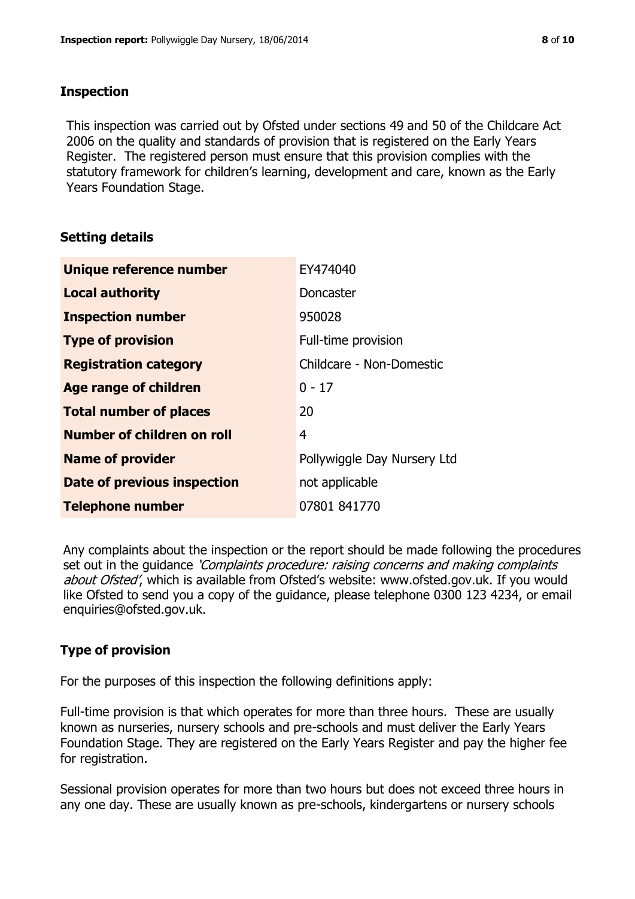## Inspection

This inspection was carried out by Ofsted under sections 49 and 50 of the Childcare Act 2006 on the quality and standards of provision that is registered on the Early Years Register. The registered person must ensure that this provision complies with the statutory framework for children's learning, development and care, known as the Early Years Foundation Stage.

## Setting details

| | |
|---|---|
| **Unique reference number** | EY474040 |
| **Local authority** | Doncaster |
| **Inspection number** | 950028 |
| **Type of provision** | Full-time provision |
| **Registration category** | Childcare - Non-Domestic |
| **Age range of children** | 0 - 17 |
| **Total number of places** | 20 |
| **Number of children on roll** | 4 |
| **Name of provider** | Pollywiggle Day Nursery Ltd |
| **Date of previous inspection** | not applicable |
| **Telephone number** | 07801 841770 |

Any complaints about the inspection or the report should be made following the procedures set out in the guidance *'Complaints procedure: raising concerns and making complaints about Ofsted'*, which is available from Ofsted's website: www.ofsted.gov.uk. If you would like Ofsted to send you a copy of the guidance, please telephone 0300 123 4234, or email enquiries@ofsted.gov.uk.

## Type of provision

For the purposes of this inspection the following definitions apply:

Full-time provision is that which operates for more than three hours. These are usually known as nurseries, nursery schools and pre-schools and must deliver the Early Years Foundation Stage. They are registered on the Early Years Register and pay the higher fee for registration.

Sessional provision operates for more than two hours but does not exceed three hours in any one day. These are usually known as pre-schools, kindergartens or nursery schools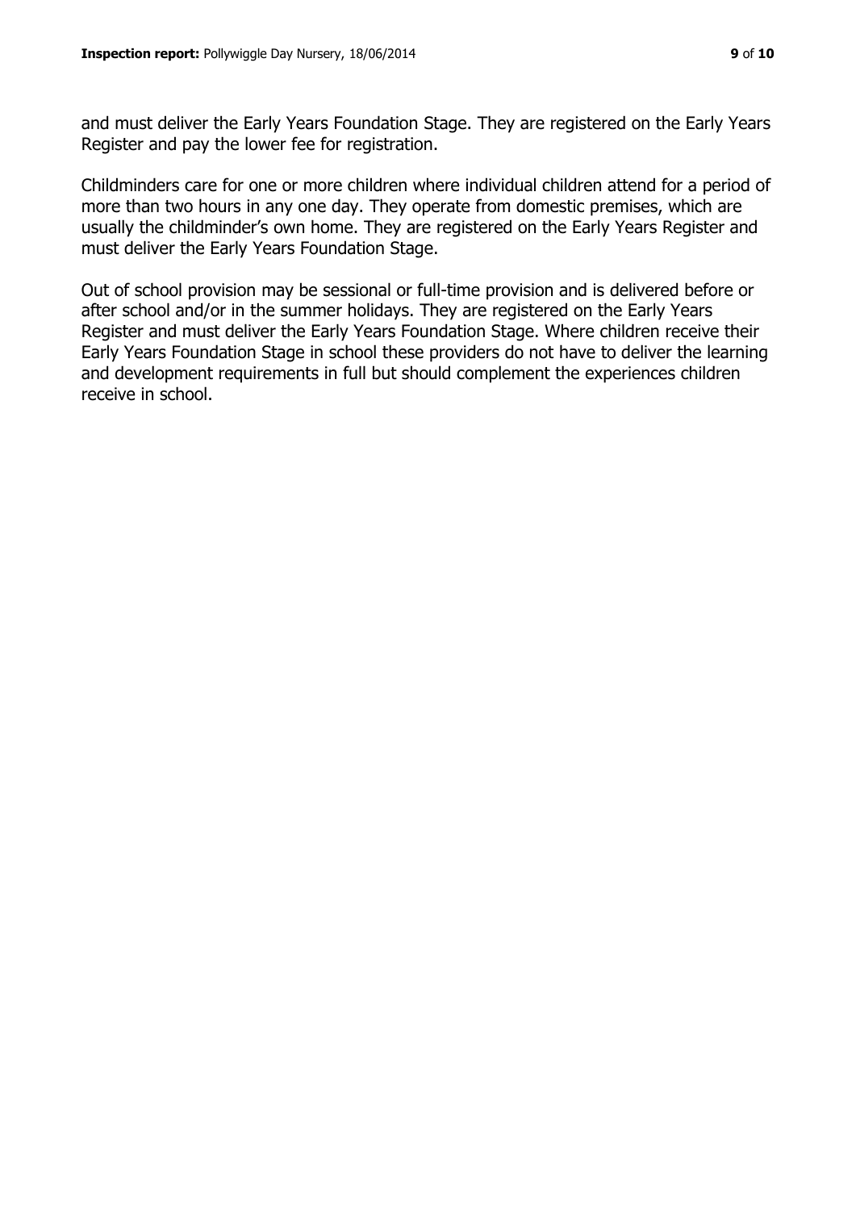and must deliver the Early Years Foundation Stage. They are registered on the Early Years Register and pay the lower fee for registration.

Childminders care for one or more children where individual children attend for a period of more than two hours in any one day. They operate from domestic premises, which are usually the childminder's own home. They are registered on the Early Years Register and must deliver the Early Years Foundation Stage.

Out of school provision may be sessional or full-time provision and is delivered before or after school and/or in the summer holidays. They are registered on the Early Years Register and must deliver the Early Years Foundation Stage. Where children receive their Early Years Foundation Stage in school these providers do not have to deliver the learning and development requirements in full but should complement the experiences children receive in school.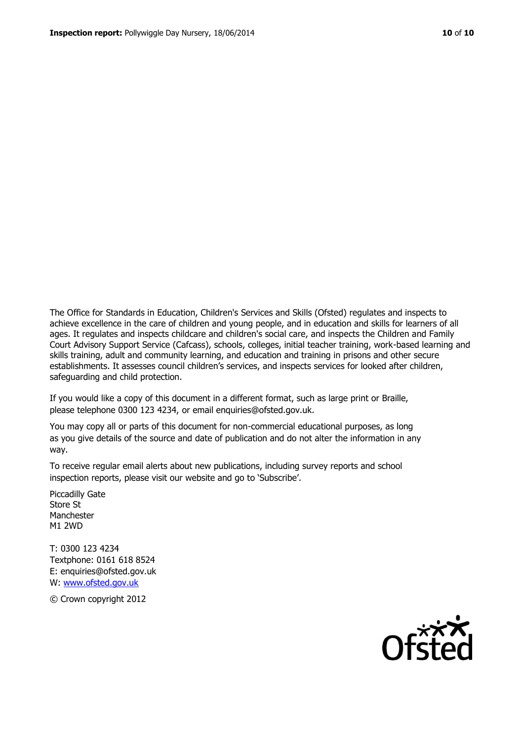The Office for Standards in Education, Children's Services and Skills (Ofsted) regulates and inspects to achieve excellence in the care of children and young people, and in education and skills for learners of all ages. It regulates and inspects childcare and children's social care, and inspects the Children and Family Court Advisory Support Service (Cafcass), schools, colleges, initial teacher training, work-based learning and skills training, adult and community learning, and education and training in prisons and other secure establishments. It assesses council children's services, and inspects services for looked after children, safeguarding and child protection.

If you would like a copy of this document in a different format, such as large print or Braille, please telephone 0300 123 4234, or email enquiries@ofsted.gov.uk.

You may copy all or parts of this document for non-commercial educational purposes, as long as you give details of the source and date of publication and do not alter the information in any way.

To receive regular email alerts about new publications, including survey reports and school inspection reports, please visit our website and go to 'Subscribe'.

Piccadilly Gate  
Store St  
Manchester  
M1 2WD

T: 0300 123 4234  
Textphone: 0161 618 8524  
E: enquiries@ofsted.gov.uk  
W: www.ofsted.gov.uk

© Crown copyright 2012

Ofsted